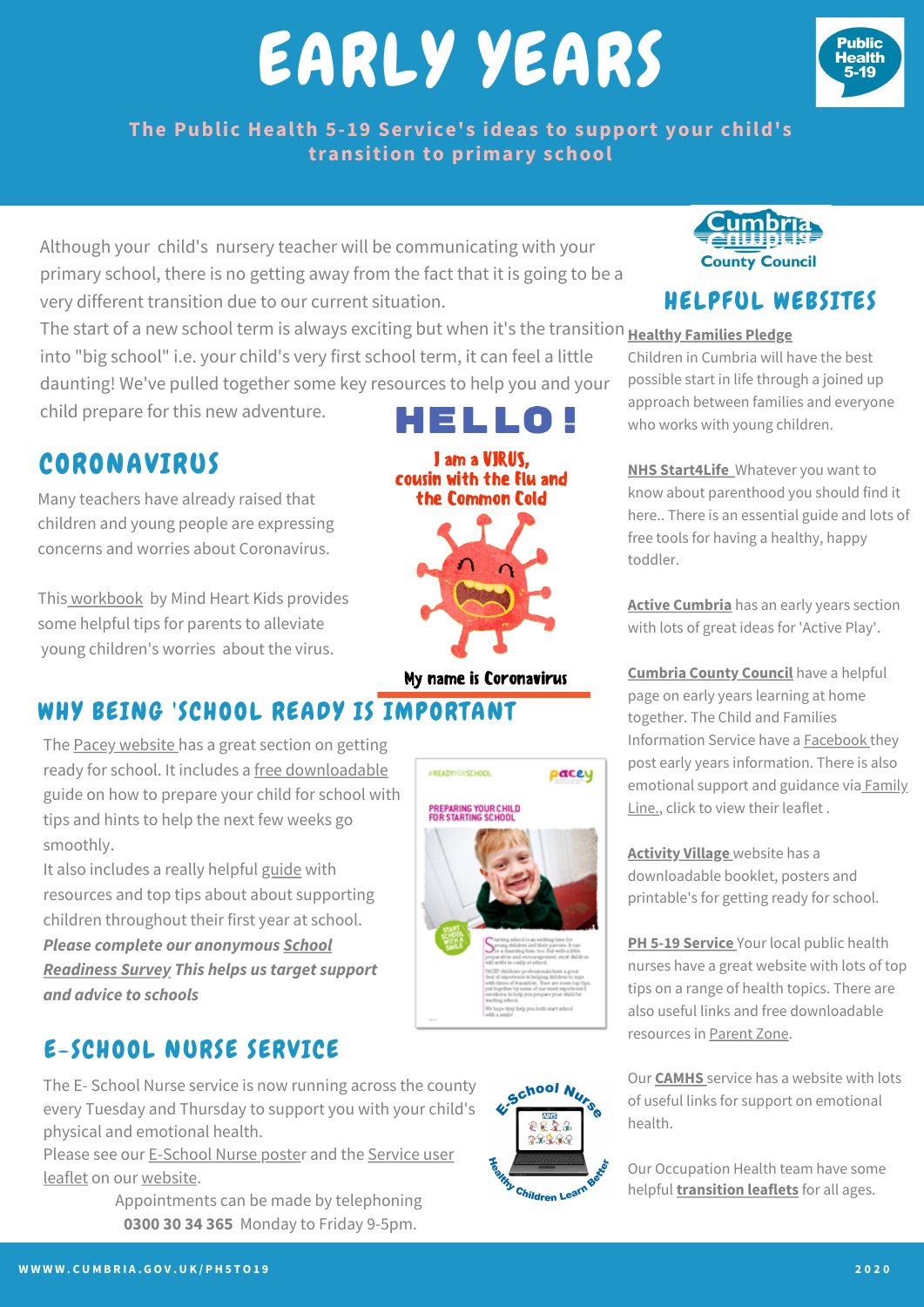# EARLY YEARS

**The Public Health 5-19 Service's ideas to support your child's transition to primary school**

Although your child's nursery teacher will be communicating with your primary school, there is no getting away from the fact that it is going to be a very different transition due to our current situation.

The start of a new school term is always exciting but when it's the transition into "big school" i.e. your child's very first school term, it can feel a little daunting! We've pulled together some key resources to help you and your child prepare for this new adventure.

## CORONAVIRUS

Many teachers have already raised that children and young people are expressing concerns and worries about Coronavirus.

This workbook by Mind Heart Kids provides some helpful tips for parents to alleviate young children's worries about the virus.

## WHY BEING 'SCHOOL READY IS IMPORTANT

The Pacey website has a great section on getting ready for school. It includes a free downloadable guide on how to prepare your child for school with tips and hints to help the next few weeks go smoothly.

It also includes a really helpful guide with resources and top tips about about supporting children throughout their first year at school.

***Please complete our anonymous School Readiness Survey This helps us target support and advice to schools***

## E-SCHOOL NURSE SERVICE

The E- School Nurse service is now running across the county every Tuesday and Thursday to support you with your child's physical and emotional health.

Please see our E-School Nurse poster and the Service user leaflet on our website.

Appointments can be made by telephoning **0300 30 34 365** Monday to Friday 9-5pm.

## HELPFUL WEBSITES

**Healthy Families Pledge**
Children in Cumbria will have the best possible start in life through a joined up approach between families and everyone who works with young children.

**NHS Start4Life** Whatever you want to know about parenthood you should find it here.. There is an essential guide and lots of free tools for having a healthy, happy toddler.

**Active Cumbria** has an early years section with lots of great ideas for 'Active Play'.

**Cumbria County Council** have a helpful page on early years learning at home together. The Child and Families Information Service have a Facebook they post early years information. There is also emotional support and guidance via Family Line., click to view their leaflet .

**Activity Village** website has a downloadable booklet, posters and printable's for getting ready for school.

**PH 5-19 Service** Your local public health nurses have a great website with lots of top tips on a range of health topics. There are also useful links and free downloadable resources in Parent Zone.

Our **CAMHS** service has a website with lots of useful links for support on emotional health.

Our Occupation Health team have some helpful **transition leaflets** for all ages.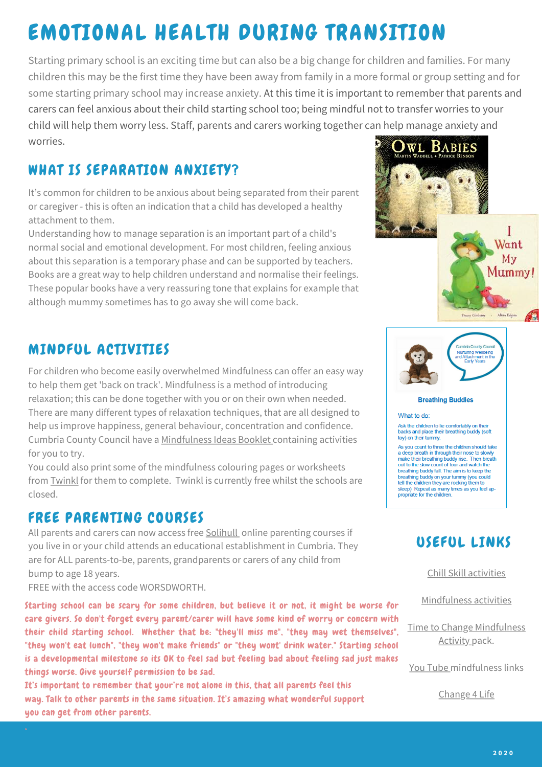# EMOTIONAL HEALTH DURING TRANSITION

Starting primary school is an exciting time but can also be a big change for children and families. For many children this may be the first time they have been away from family in a more formal or group setting and for some starting primary school may increase anxiety. At this time it is important to remember that parents and carers can feel anxious about their child starting school too; being mindful not to transfer worries to your child will help them worry less. Staff, parents and carers working together can help manage anxiety and worries.

## WHAT IS SEPARATION ANXIETY?

It's common for children to be anxious about being separated from their parent or caregiver - this is often an indication that a child has developed a healthy attachment to them.

Understanding how to manage separation is an important part of a child's normal social and emotional development. For most children, feeling anxious about this separation is a temporary phase and can be supported by teachers. Books are a great way to help children understand and normalise their feelings. These popular books have a very reassuring tone that explains for example that although mummy sometimes has to go away she will come back.

## MINDFUL ACTIVITIES

For children who become easily overwhelmed Mindfulness can offer an easy way to help them get 'back on track'. Mindfulness is a method of introducing relaxation; this can be done together with you or on their own when needed. There are many different types of relaxation techniques, that are all designed to help us improve happiness, general behaviour, concentration and confidence. Cumbria County Council have a Mindfulness Ideas Booklet containing activities for you to try.

You could also print some of the mindfulness colouring pages or worksheets from Twinkl for them to complete. Twinkl is currently free whilst the schools are closed.

Cumbria County Council Nurturing Wellbeing and Attachment in the Early Years

**Breathing Buddies**

What to do:

Ask the children to lie comfortably on their backs and place their breathing buddy (soft toy) on their tummy.

As you count to three the children should take a deep breath in through their nose to slowly make their breathing buddy rise. Then breath out to the slow count of four and watch the breathing buddy fall. The aim is to keep the breathing buddy on your tummy (you could tell the children they are rocking them to sleep) Repeat as many times as you feel appropriate for the children.

## FREE PARENTING COURSES

All parents and carers can now access free Solihull online parenting courses if you live in or your child attends an educational establishment in Cumbria. They are for ALL parents-to-be, parents, grandparents or carers of any child from bump to age 18 years.

FREE with the access code WORSDWORTH.

Starting school can be scary for some children, but believe it or not, it might be worse for care givers. So don't forget every parent/carer will have some kind of worry or concern with their child starting school. Whether that be: "they'll miss me", "they may wet themselves", "they won't eat lunch", "they won't make friends" or "they wont' drink water." Starting school is a developmental milestone so its OK to feel sad but feeling bad about feeling sad just makes things worse. Give yourself permission to be sad.

It's important to remember that your're not alone in this, that all parents feel this way. Talk to other parents in the same situation. It's amazing what wonderful support you can get from other parents.

## USEFUL LINKS

Chill Skill activities

Mindfulness activities

Time to Change Mindfulness Activity pack.

You Tube mindfulness links

Change 4 Life

2020